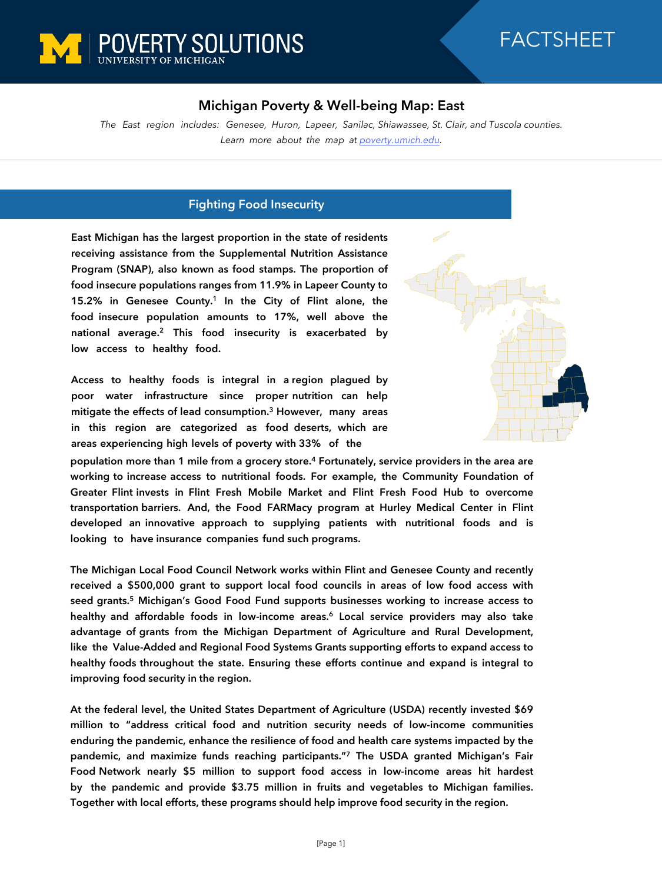POVERTY SOLUTIONS
UNIVERSITY OF MICHIGAN

FACTSHEET

# Michigan Poverty & Well-being Map: East

*The East region includes: Genesee, Huron, Lapeer, Sanilac, Shiawassee, St. Clair, and Tuscola counties. Learn more about the map at poverty.umich.edu.*

## Fighting Food Insecurity

**East Michigan has the largest proportion in the state of residents receiving assistance from the Supplemental Nutrition Assistance Program (SNAP), also known as food stamps. The proportion of food insecure populations ranges from 11.9% in Lapeer County to 15.2% in Genesee County.[1] In the City of Flint alone, the food insecure population amounts to 17%, well above the national average.[2] This food insecurity is exacerbated by low access to healthy food.**

**Access to healthy foods is integral in a region plagued by poor water infrastructure since proper nutrition can help mitigate the effects of lead consumption.[3] However, many areas in this region are categorized as food deserts, which are areas experiencing high levels of poverty with 33% of the population more than 1 mile from a grocery store.[4] Fortunately, service providers in the area are working to increase access to nutritional foods. For example, the Community Foundation of Greater Flint invests in Flint Fresh Mobile Market and Flint Fresh Food Hub to overcome transportation barriers. And, the Food FARMacy program at Hurley Medical Center in Flint developed an innovative approach to supplying patients with nutritional foods and is looking to have insurance companies fund such programs.**

**The Michigan Local Food Council Network works within Flint and Genesee County and recently received a $500,000 grant to support local food councils in areas of low food access with seed grants.[5] Michigan's Good Food Fund supports businesses working to increase access to healthy and affordable foods in low-income areas.[6] Local service providers may also take advantage of grants from the Michigan Department of Agriculture and Rural Development, like the Value-Added and Regional Food Systems Grants supporting efforts to expand access to healthy foods throughout the state. Ensuring these efforts continue and expand is integral to improving food security in the region.**

**At the federal level, the United States Department of Agriculture (USDA) recently invested $69 million to "address critical food and nutrition security needs of low-income communities enduring the pandemic, enhance the resilience of food and health care systems impacted by the pandemic, and maximize funds reaching participants."[7] The USDA granted Michigan's Fair Food Network nearly $5 million to support food access in low-income areas hit hardest by the pandemic and provide $3.75 million in fruits and vegetables to Michigan families. Together with local efforts, these programs should help improve food security in the region.**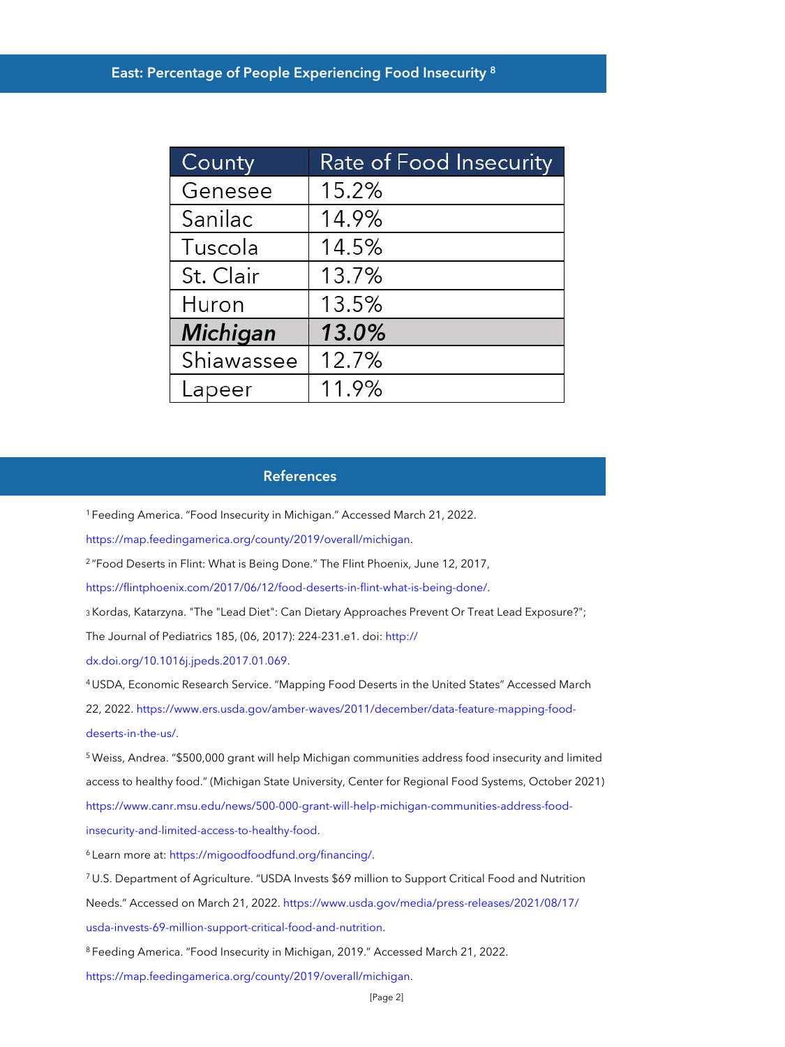## East: Percentage of People Experiencing Food Insecurity [8]

| County | Rate of Food Insecurity |
|---|---|
| Genesee | 15.2% |
| Sanilac | 14.9% |
| Tuscola | 14.5% |
| St. Clair | 13.7% |
| Huron | 13.5% |
| ***Michigan*** | ***13.0%*** |
| Shiawassee | 12.7% |
| Lapeer | 11.9% |

## References

[1] Feeding America. “Food Insecurity in Michigan.” Accessed March 21, 2022. https://map.feedingamerica.org/county/2019/overall/michigan.

[2] “Food Deserts in Flint: What is Being Done.” The Flint Phoenix, June 12, 2017, https://flintphoenix.com/2017/06/12/food-deserts-in-flint-what-is-being-done/.

[3] Kordas, Katarzyna. "The "Lead Diet": Can Dietary Approaches Prevent Or Treat Lead Exposure?"; The Journal of Pediatrics 185, (06, 2017): 224-231.e1. doi: http://dx.doi.org/10.1016j.jpeds.2017.01.069.

[4] USDA, Economic Research Service. “Mapping Food Deserts in the United States” Accessed March 22, 2022. https://www.ers.usda.gov/amber-waves/2011/december/data-feature-mapping-food-deserts-in-the-us/.

[5] Weiss, Andrea. “$500,000 grant will help Michigan communities address food insecurity and limited access to healthy food.” (Michigan State University, Center for Regional Food Systems, October 2021) https://www.canr.msu.edu/news/500-000-grant-will-help-michigan-communities-address-food-insecurity-and-limited-access-to-healthy-food.

[6] Learn more at: https://migoodfoodfund.org/financing/.

[7] U.S. Department of Agriculture. “USDA Invests $69 million to Support Critical Food and Nutrition Needs.” Accessed on March 21, 2022. https://www.usda.gov/media/press-releases/2021/08/17/usda-invests-69-million-support-critical-food-and-nutrition.

[8] Feeding America. “Food Insecurity in Michigan, 2019.” Accessed March 21, 2022. https://map.feedingamerica.org/county/2019/overall/michigan.